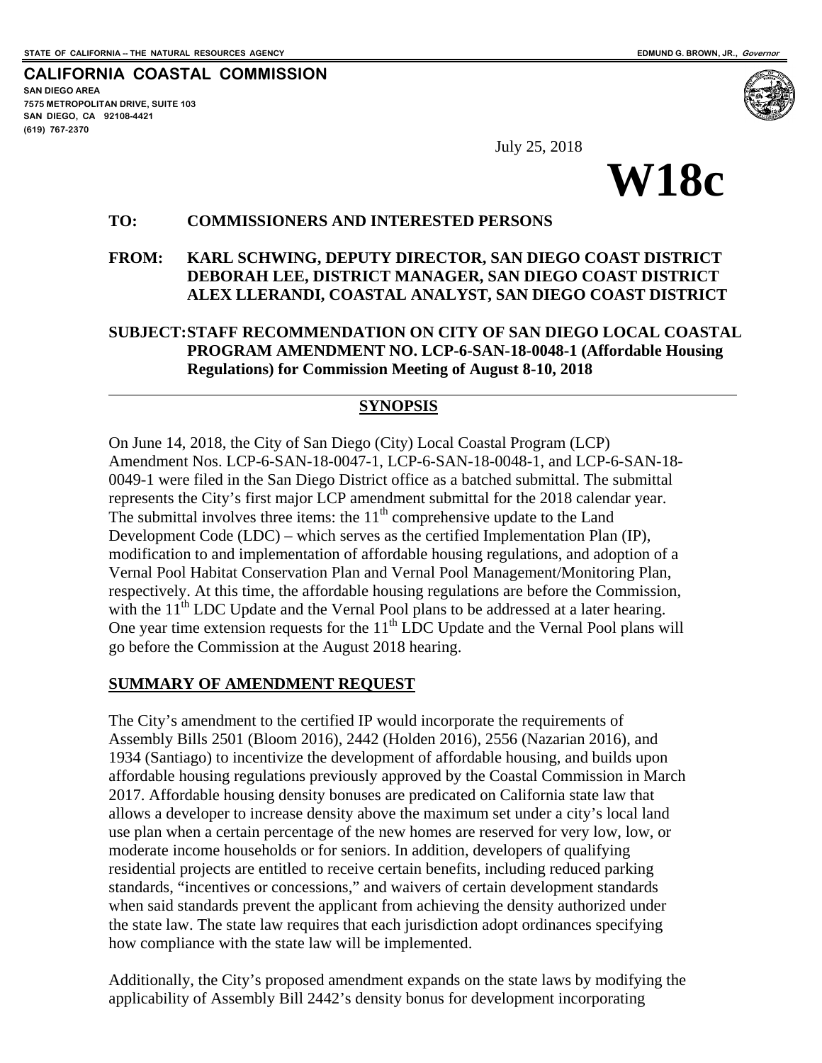STATE OF CALIFORNIA -- THE NATURAL RESOURCES AGENCY

EDMUND G. BROWN, JR., *Governor*

**CALIFORNIA COASTAL COMMISSION**

SAN DIEGO AREA
7575 METROPOLITAN DRIVE, SUITE 103
SAN DIEGO, CA 92108-4421
(619) 767-2370

July 25, 2018

# W18c

**TO: COMMISSIONERS AND INTERESTED PERSONS**

**FROM: KARL SCHWING, DEPUTY DIRECTOR, SAN DIEGO COAST DISTRICT**
**DEBORAH LEE, DISTRICT MANAGER, SAN DIEGO COAST DISTRICT**
**ALEX LLERANDI, COASTAL ANALYST, SAN DIEGO COAST DISTRICT**

**SUBJECT: STAFF RECOMMENDATION ON CITY OF SAN DIEGO LOCAL COASTAL PROGRAM AMENDMENT NO. LCP-6-SAN-18-0048-1 (Affordable Housing Regulations) for Commission Meeting of August 8-10, 2018**

## SYNOPSIS

On June 14, 2018, the City of San Diego (City) Local Coastal Program (LCP) Amendment Nos. LCP-6-SAN-18-0047-1, LCP-6-SAN-18-0048-1, and LCP-6-SAN-18-0049-1 were filed in the San Diego District office as a batched submittal. The submittal represents the City's first major LCP amendment submittal for the 2018 calendar year. The submittal involves three items: the 11th comprehensive update to the Land Development Code (LDC) – which serves as the certified Implementation Plan (IP), modification to and implementation of affordable housing regulations, and adoption of a Vernal Pool Habitat Conservation Plan and Vernal Pool Management/Monitoring Plan, respectively. At this time, the affordable housing regulations are before the Commission, with the 11th LDC Update and the Vernal Pool plans to be addressed at a later hearing. One year time extension requests for the 11th LDC Update and the Vernal Pool plans will go before the Commission at the August 2018 hearing.

## SUMMARY OF AMENDMENT REQUEST

The City's amendment to the certified IP would incorporate the requirements of Assembly Bills 2501 (Bloom 2016), 2442 (Holden 2016), 2556 (Nazarian 2016), and 1934 (Santiago) to incentivize the development of affordable housing, and builds upon affordable housing regulations previously approved by the Coastal Commission in March 2017. Affordable housing density bonuses are predicated on California state law that allows a developer to increase density above the maximum set under a city's local land use plan when a certain percentage of the new homes are reserved for very low, low, or moderate income households or for seniors. In addition, developers of qualifying residential projects are entitled to receive certain benefits, including reduced parking standards, "incentives or concessions," and waivers of certain development standards when said standards prevent the applicant from achieving the density authorized under the state law. The state law requires that each jurisdiction adopt ordinances specifying how compliance with the state law will be implemented.

Additionally, the City's proposed amendment expands on the state laws by modifying the applicability of Assembly Bill 2442's density bonus for development incorporating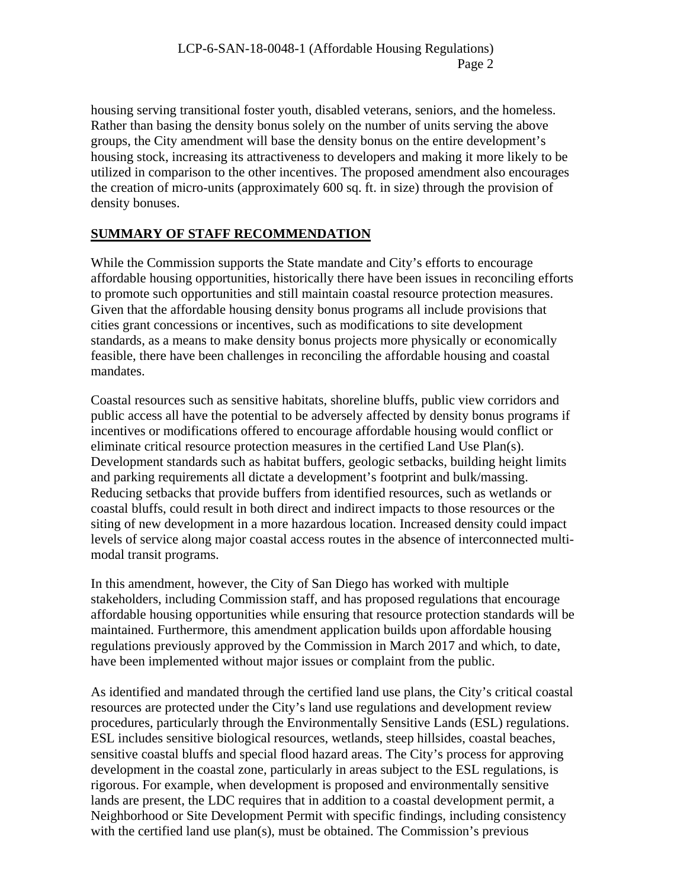housing serving transitional foster youth, disabled veterans, seniors, and the homeless. Rather than basing the density bonus solely on the number of units serving the above groups, the City amendment will base the density bonus on the entire development's housing stock, increasing its attractiveness to developers and making it more likely to be utilized in comparison to the other incentives. The proposed amendment also encourages the creation of micro-units (approximately 600 sq. ft. in size) through the provision of density bonuses.

## SUMMARY OF STAFF RECOMMENDATION

While the Commission supports the State mandate and City's efforts to encourage affordable housing opportunities, historically there have been issues in reconciling efforts to promote such opportunities and still maintain coastal resource protection measures. Given that the affordable housing density bonus programs all include provisions that cities grant concessions or incentives, such as modifications to site development standards, as a means to make density bonus projects more physically or economically feasible, there have been challenges in reconciling the affordable housing and coastal mandates.

Coastal resources such as sensitive habitats, shoreline bluffs, public view corridors and public access all have the potential to be adversely affected by density bonus programs if incentives or modifications offered to encourage affordable housing would conflict or eliminate critical resource protection measures in the certified Land Use Plan(s). Development standards such as habitat buffers, geologic setbacks, building height limits and parking requirements all dictate a development's footprint and bulk/massing. Reducing setbacks that provide buffers from identified resources, such as wetlands or coastal bluffs, could result in both direct and indirect impacts to those resources or the siting of new development in a more hazardous location. Increased density could impact levels of service along major coastal access routes in the absence of interconnected multi-modal transit programs.

In this amendment, however, the City of San Diego has worked with multiple stakeholders, including Commission staff, and has proposed regulations that encourage affordable housing opportunities while ensuring that resource protection standards will be maintained. Furthermore, this amendment application builds upon affordable housing regulations previously approved by the Commission in March 2017 and which, to date, have been implemented without major issues or complaint from the public.

As identified and mandated through the certified land use plans, the City's critical coastal resources are protected under the City's land use regulations and development review procedures, particularly through the Environmentally Sensitive Lands (ESL) regulations. ESL includes sensitive biological resources, wetlands, steep hillsides, coastal beaches, sensitive coastal bluffs and special flood hazard areas. The City's process for approving development in the coastal zone, particularly in areas subject to the ESL regulations, is rigorous. For example, when development is proposed and environmentally sensitive lands are present, the LDC requires that in addition to a coastal development permit, a Neighborhood or Site Development Permit with specific findings, including consistency with the certified land use plan(s), must be obtained. The Commission's previous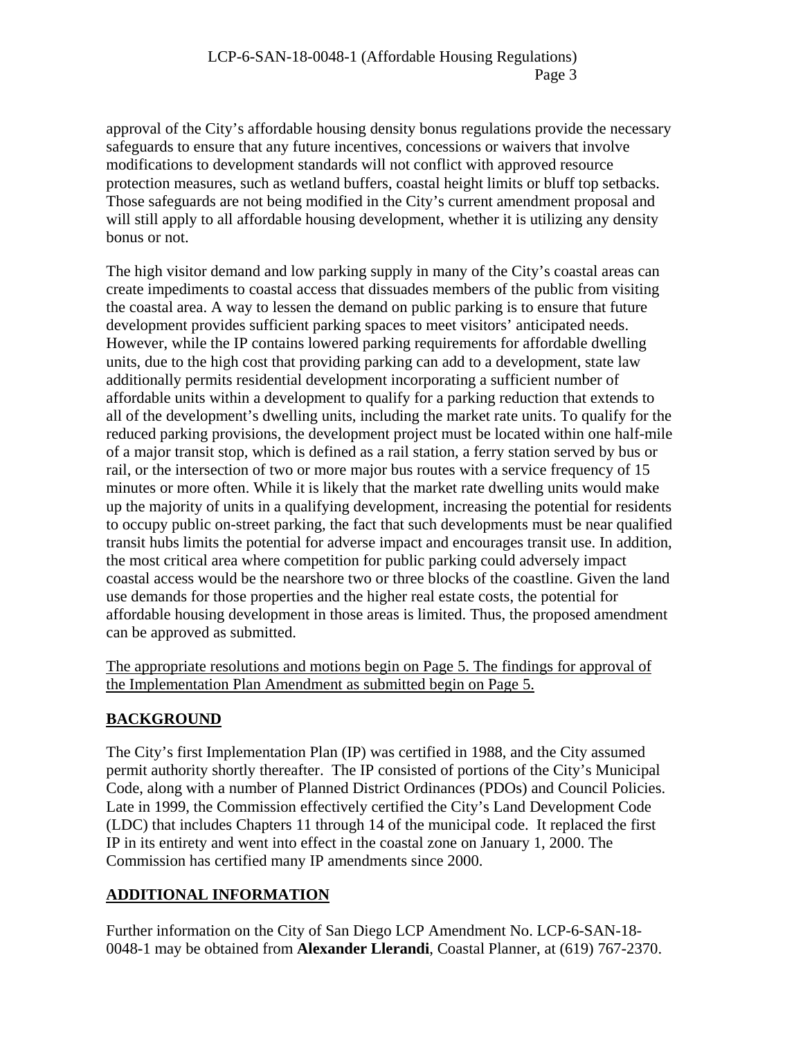approval of the City's affordable housing density bonus regulations provide the necessary safeguards to ensure that any future incentives, concessions or waivers that involve modifications to development standards will not conflict with approved resource protection measures, such as wetland buffers, coastal height limits or bluff top setbacks. Those safeguards are not being modified in the City's current amendment proposal and will still apply to all affordable housing development, whether it is utilizing any density bonus or not.

The high visitor demand and low parking supply in many of the City's coastal areas can create impediments to coastal access that dissuades members of the public from visiting the coastal area. A way to lessen the demand on public parking is to ensure that future development provides sufficient parking spaces to meet visitors' anticipated needs. However, while the IP contains lowered parking requirements for affordable dwelling units, due to the high cost that providing parking can add to a development, state law additionally permits residential development incorporating a sufficient number of affordable units within a development to qualify for a parking reduction that extends to all of the development's dwelling units, including the market rate units. To qualify for the reduced parking provisions, the development project must be located within one half-mile of a major transit stop, which is defined as a rail station, a ferry station served by bus or rail, or the intersection of two or more major bus routes with a service frequency of 15 minutes or more often. While it is likely that the market rate dwelling units would make up the majority of units in a qualifying development, increasing the potential for residents to occupy public on-street parking, the fact that such developments must be near qualified transit hubs limits the potential for adverse impact and encourages transit use. In addition, the most critical area where competition for public parking could adversely impact coastal access would be the nearshore two or three blocks of the coastline. Given the land use demands for those properties and the higher real estate costs, the potential for affordable housing development in those areas is limited. Thus, the proposed amendment can be approved as submitted.

The appropriate resolutions and motions begin on Page 5. The findings for approval of the Implementation Plan Amendment as submitted begin on Page 5.

## BACKGROUND

The City's first Implementation Plan (IP) was certified in 1988, and the City assumed permit authority shortly thereafter. The IP consisted of portions of the City's Municipal Code, along with a number of Planned District Ordinances (PDOs) and Council Policies. Late in 1999, the Commission effectively certified the City's Land Development Code (LDC) that includes Chapters 11 through 14 of the municipal code. It replaced the first IP in its entirety and went into effect in the coastal zone on January 1, 2000. The Commission has certified many IP amendments since 2000.

## ADDITIONAL INFORMATION

Further information on the City of San Diego LCP Amendment No. LCP-6-SAN-18-0048-1 may be obtained from **Alexander Llerandi**, Coastal Planner, at (619) 767-2370.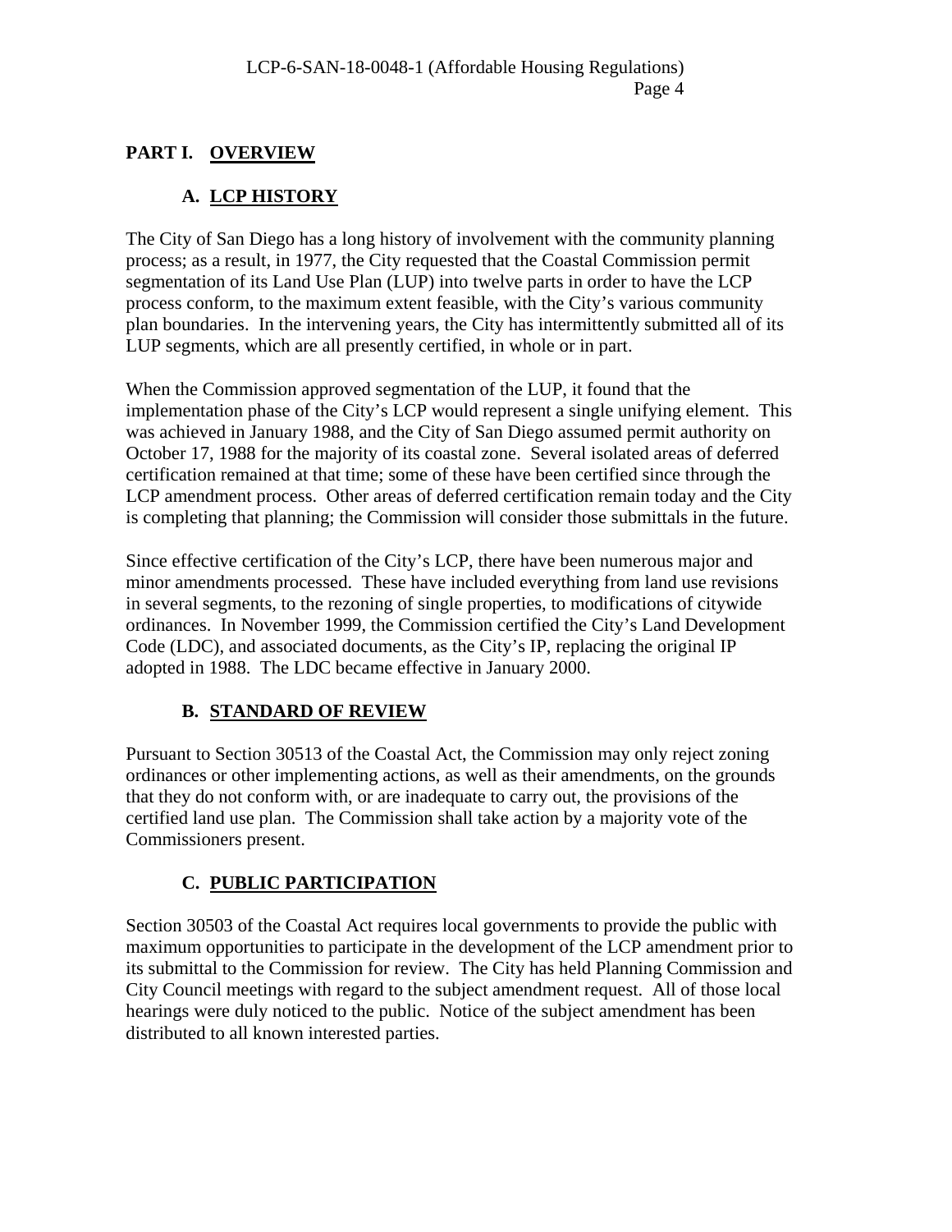## PART I. OVERVIEW

### A. LCP HISTORY

The City of San Diego has a long history of involvement with the community planning process; as a result, in 1977, the City requested that the Coastal Commission permit segmentation of its Land Use Plan (LUP) into twelve parts in order to have the LCP process conform, to the maximum extent feasible, with the City's various community plan boundaries. In the intervening years, the City has intermittently submitted all of its LUP segments, which are all presently certified, in whole or in part.

When the Commission approved segmentation of the LUP, it found that the implementation phase of the City's LCP would represent a single unifying element. This was achieved in January 1988, and the City of San Diego assumed permit authority on October 17, 1988 for the majority of its coastal zone. Several isolated areas of deferred certification remained at that time; some of these have been certified since through the LCP amendment process. Other areas of deferred certification remain today and the City is completing that planning; the Commission will consider those submittals in the future.

Since effective certification of the City's LCP, there have been numerous major and minor amendments processed. These have included everything from land use revisions in several segments, to the rezoning of single properties, to modifications of citywide ordinances. In November 1999, the Commission certified the City's Land Development Code (LDC), and associated documents, as the City's IP, replacing the original IP adopted in 1988. The LDC became effective in January 2000.

### B. STANDARD OF REVIEW

Pursuant to Section 30513 of the Coastal Act, the Commission may only reject zoning ordinances or other implementing actions, as well as their amendments, on the grounds that they do not conform with, or are inadequate to carry out, the provisions of the certified land use plan. The Commission shall take action by a majority vote of the Commissioners present.

### C. PUBLIC PARTICIPATION

Section 30503 of the Coastal Act requires local governments to provide the public with maximum opportunities to participate in the development of the LCP amendment prior to its submittal to the Commission for review. The City has held Planning Commission and City Council meetings with regard to the subject amendment request. All of those local hearings were duly noticed to the public. Notice of the subject amendment has been distributed to all known interested parties.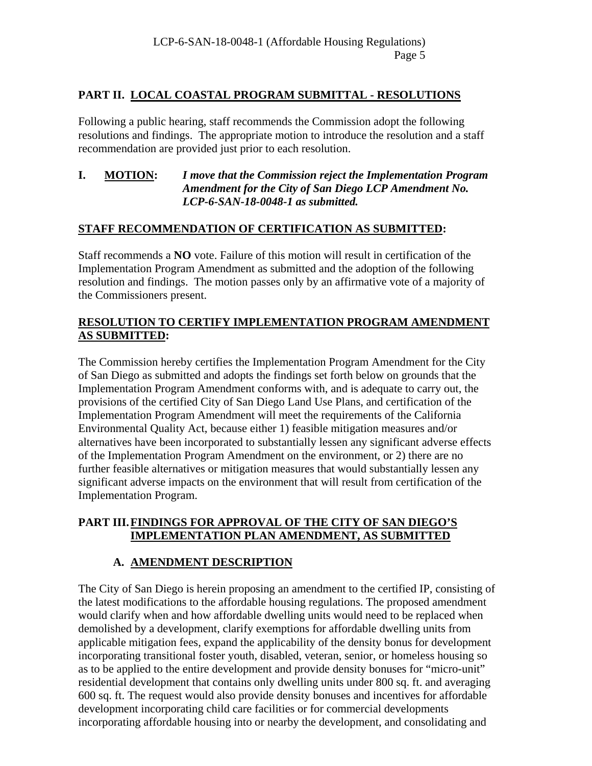## PART II. LOCAL COASTAL PROGRAM SUBMITTAL - RESOLUTIONS

Following a public hearing, staff recommends the Commission adopt the following resolutions and findings. The appropriate motion to introduce the resolution and a staff recommendation are provided just prior to each resolution.

**I. MOTION:** ***I move that the Commission reject the Implementation Program Amendment for the City of San Diego LCP Amendment No. LCP-6-SAN-18-0048-1 as submitted.***

**STAFF RECOMMENDATION OF CERTIFICATION AS SUBMITTED:**

Staff recommends a **NO** vote. Failure of this motion will result in certification of the Implementation Program Amendment as submitted and the adoption of the following resolution and findings. The motion passes only by an affirmative vote of a majority of the Commissioners present.

**RESOLUTION TO CERTIFY IMPLEMENTATION PROGRAM AMENDMENT AS SUBMITTED:**

The Commission hereby certifies the Implementation Program Amendment for the City of San Diego as submitted and adopts the findings set forth below on grounds that the Implementation Program Amendment conforms with, and is adequate to carry out, the provisions of the certified City of San Diego Land Use Plans, and certification of the Implementation Program Amendment will meet the requirements of the California Environmental Quality Act, because either 1) feasible mitigation measures and/or alternatives have been incorporated to substantially lessen any significant adverse effects of the Implementation Program Amendment on the environment, or 2) there are no further feasible alternatives or mitigation measures that would substantially lessen any significant adverse impacts on the environment that will result from certification of the Implementation Program.

## PART III. FINDINGS FOR APPROVAL OF THE CITY OF SAN DIEGO'S IMPLEMENTATION PLAN AMENDMENT, AS SUBMITTED

### A. AMENDMENT DESCRIPTION

The City of San Diego is herein proposing an amendment to the certified IP, consisting of the latest modifications to the affordable housing regulations. The proposed amendment would clarify when and how affordable dwelling units would need to be replaced when demolished by a development, clarify exemptions for affordable dwelling units from applicable mitigation fees, expand the applicability of the density bonus for development incorporating transitional foster youth, disabled, veteran, senior, or homeless housing so as to be applied to the entire development and provide density bonuses for "micro-unit" residential development that contains only dwelling units under 800 sq. ft. and averaging 600 sq. ft. The request would also provide density bonuses and incentives for affordable development incorporating child care facilities or for commercial developments incorporating affordable housing into or nearby the development, and consolidating and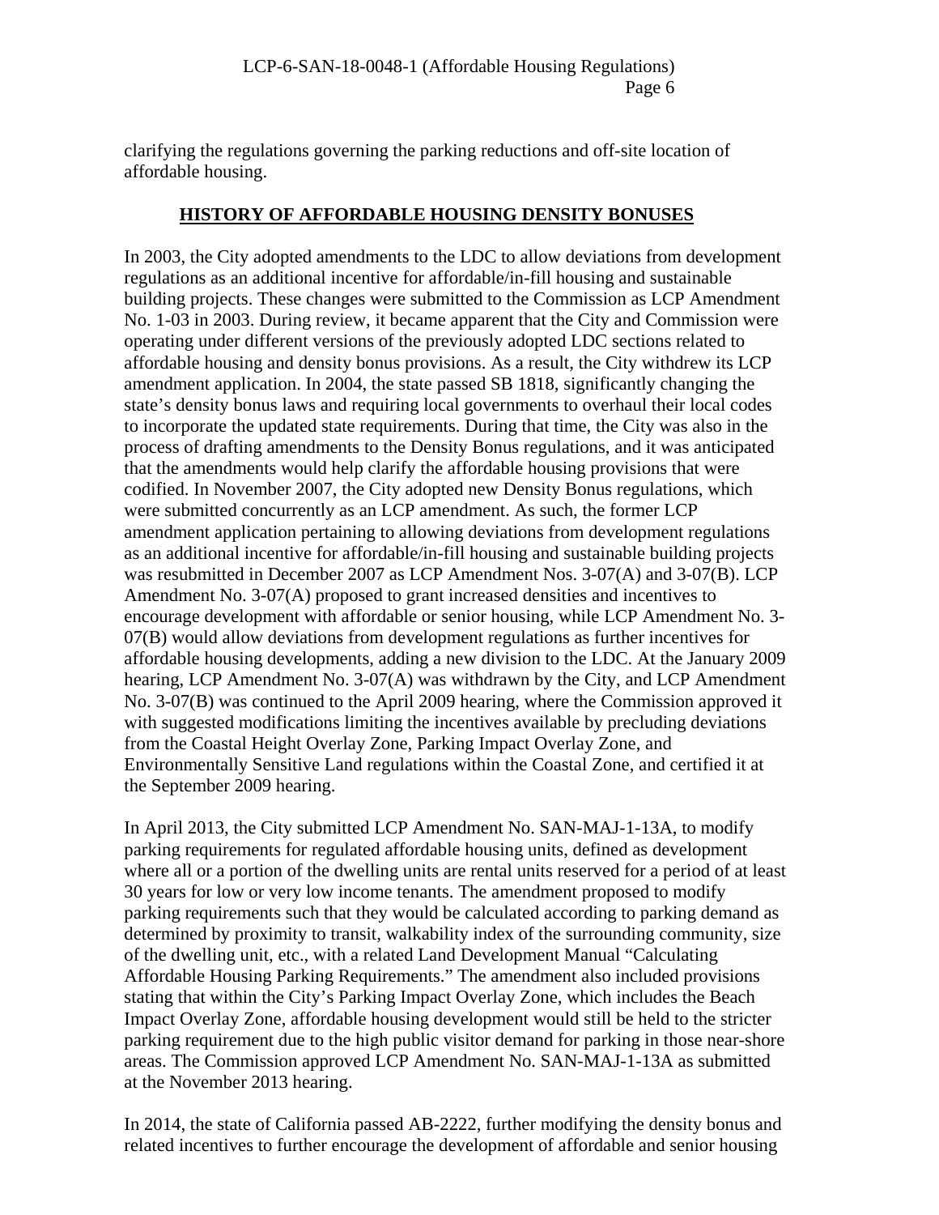clarifying the regulations governing the parking reductions and off-site location of affordable housing.

## HISTORY OF AFFORDABLE HOUSING DENSITY BONUSES

In 2003, the City adopted amendments to the LDC to allow deviations from development regulations as an additional incentive for affordable/in-fill housing and sustainable building projects. These changes were submitted to the Commission as LCP Amendment No. 1-03 in 2003. During review, it became apparent that the City and Commission were operating under different versions of the previously adopted LDC sections related to affordable housing and density bonus provisions. As a result, the City withdrew its LCP amendment application. In 2004, the state passed SB 1818, significantly changing the state's density bonus laws and requiring local governments to overhaul their local codes to incorporate the updated state requirements. During that time, the City was also in the process of drafting amendments to the Density Bonus regulations, and it was anticipated that the amendments would help clarify the affordable housing provisions that were codified. In November 2007, the City adopted new Density Bonus regulations, which were submitted concurrently as an LCP amendment. As such, the former LCP amendment application pertaining to allowing deviations from development regulations as an additional incentive for affordable/in-fill housing and sustainable building projects was resubmitted in December 2007 as LCP Amendment Nos. 3-07(A) and 3-07(B). LCP Amendment No. 3-07(A) proposed to grant increased densities and incentives to encourage development with affordable or senior housing, while LCP Amendment No. 3-07(B) would allow deviations from development regulations as further incentives for affordable housing developments, adding a new division to the LDC. At the January 2009 hearing, LCP Amendment No. 3-07(A) was withdrawn by the City, and LCP Amendment No. 3-07(B) was continued to the April 2009 hearing, where the Commission approved it with suggested modifications limiting the incentives available by precluding deviations from the Coastal Height Overlay Zone, Parking Impact Overlay Zone, and Environmentally Sensitive Land regulations within the Coastal Zone, and certified it at the September 2009 hearing.

In April 2013, the City submitted LCP Amendment No. SAN-MAJ-1-13A, to modify parking requirements for regulated affordable housing units, defined as development where all or a portion of the dwelling units are rental units reserved for a period of at least 30 years for low or very low income tenants. The amendment proposed to modify parking requirements such that they would be calculated according to parking demand as determined by proximity to transit, walkability index of the surrounding community, size of the dwelling unit, etc., with a related Land Development Manual "Calculating Affordable Housing Parking Requirements." The amendment also included provisions stating that within the City's Parking Impact Overlay Zone, which includes the Beach Impact Overlay Zone, affordable housing development would still be held to the stricter parking requirement due to the high public visitor demand for parking in those near-shore areas. The Commission approved LCP Amendment No. SAN-MAJ-1-13A as submitted at the November 2013 hearing.

In 2014, the state of California passed AB-2222, further modifying the density bonus and related incentives to further encourage the development of affordable and senior housing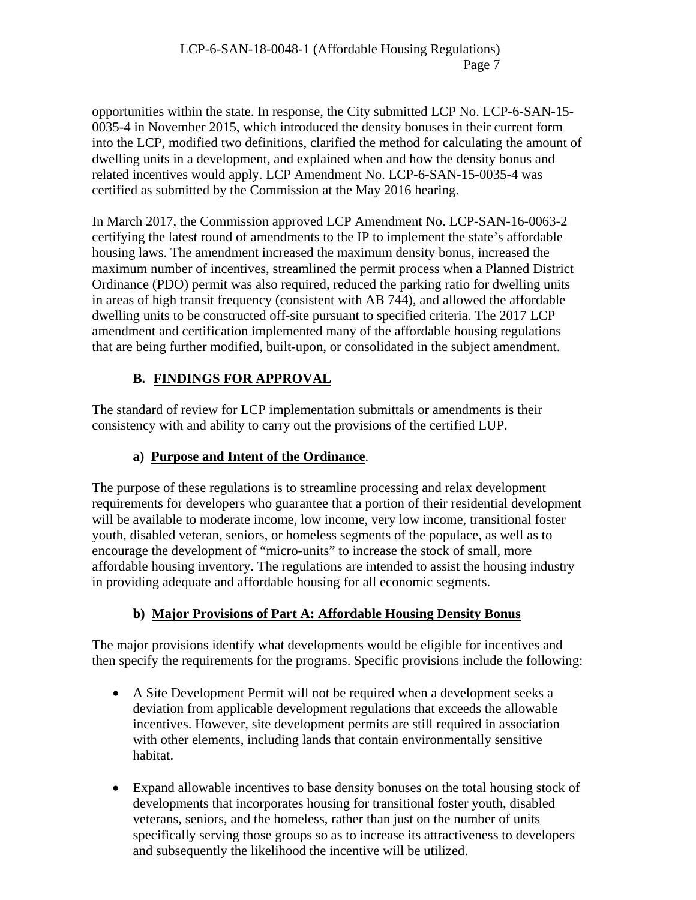opportunities within the state. In response, the City submitted LCP No. LCP-6-SAN-15-0035-4 in November 2015, which introduced the density bonuses in their current form into the LCP, modified two definitions, clarified the method for calculating the amount of dwelling units in a development, and explained when and how the density bonus and related incentives would apply. LCP Amendment No. LCP-6-SAN-15-0035-4 was certified as submitted by the Commission at the May 2016 hearing.

In March 2017, the Commission approved LCP Amendment No. LCP-SAN-16-0063-2 certifying the latest round of amendments to the IP to implement the state's affordable housing laws. The amendment increased the maximum density bonus, increased the maximum number of incentives, streamlined the permit process when a Planned District Ordinance (PDO) permit was also required, reduced the parking ratio for dwelling units in areas of high transit frequency (consistent with AB 744), and allowed the affordable dwelling units to be constructed off-site pursuant to specified criteria. The 2017 LCP amendment and certification implemented many of the affordable housing regulations that are being further modified, built-upon, or consolidated in the subject amendment.

## B. FINDINGS FOR APPROVAL

The standard of review for LCP implementation submittals or amendments is their consistency with and ability to carry out the provisions of the certified LUP.

### a) Purpose and Intent of the Ordinance.

The purpose of these regulations is to streamline processing and relax development requirements for developers who guarantee that a portion of their residential development will be available to moderate income, low income, very low income, transitional foster youth, disabled veteran, seniors, or homeless segments of the populace, as well as to encourage the development of "micro-units" to increase the stock of small, more affordable housing inventory. The regulations are intended to assist the housing industry in providing adequate and affordable housing for all economic segments.

### b) Major Provisions of Part A: Affordable Housing Density Bonus

The major provisions identify what developments would be eligible for incentives and then specify the requirements for the programs. Specific provisions include the following:

- A Site Development Permit will not be required when a development seeks a deviation from applicable development regulations that exceeds the allowable incentives. However, site development permits are still required in association with other elements, including lands that contain environmentally sensitive habitat.

- Expand allowable incentives to base density bonuses on the total housing stock of developments that incorporates housing for transitional foster youth, disabled veterans, seniors, and the homeless, rather than just on the number of units specifically serving those groups so as to increase its attractiveness to developers and subsequently the likelihood the incentive will be utilized.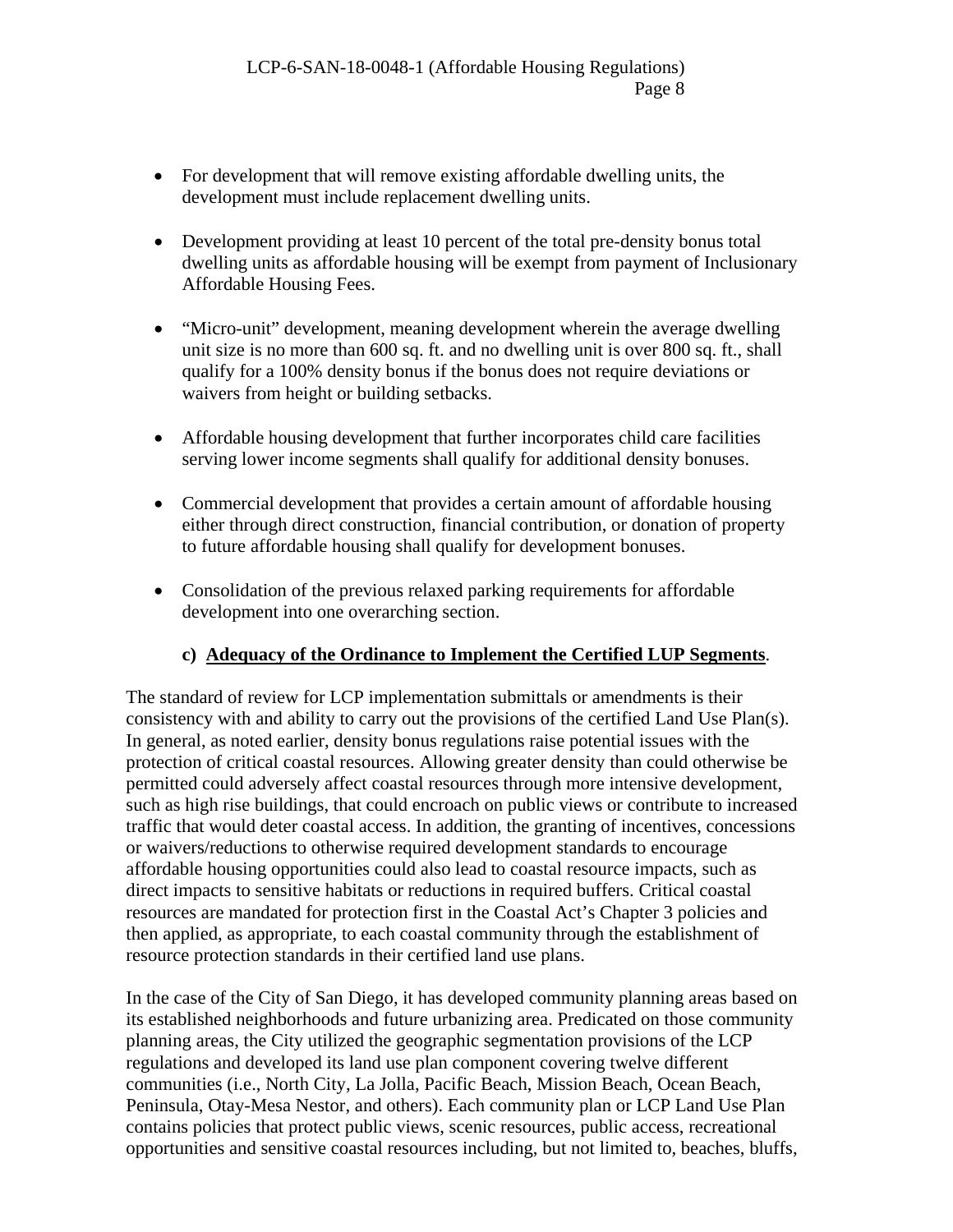- For development that will remove existing affordable dwelling units, the development must include replacement dwelling units.

- Development providing at least 10 percent of the total pre-density bonus total dwelling units as affordable housing will be exempt from payment of Inclusionary Affordable Housing Fees.

- "Micro-unit" development, meaning development wherein the average dwelling unit size is no more than 600 sq. ft. and no dwelling unit is over 800 sq. ft., shall qualify for a 100% density bonus if the bonus does not require deviations or waivers from height or building setbacks.

- Affordable housing development that further incorporates child care facilities serving lower income segments shall qualify for additional density bonuses.

- Commercial development that provides a certain amount of affordable housing either through direct construction, financial contribution, or donation of property to future affordable housing shall qualify for development bonuses.

- Consolidation of the previous relaxed parking requirements for affordable development into one overarching section.

**c) <u>Adequacy of the Ordinance to Implement the Certified LUP Segments</u>**.

The standard of review for LCP implementation submittals or amendments is their consistency with and ability to carry out the provisions of the certified Land Use Plan(s). In general, as noted earlier, density bonus regulations raise potential issues with the protection of critical coastal resources. Allowing greater density than could otherwise be permitted could adversely affect coastal resources through more intensive development, such as high rise buildings, that could encroach on public views or contribute to increased traffic that would deter coastal access. In addition, the granting of incentives, concessions or waivers/reductions to otherwise required development standards to encourage affordable housing opportunities could also lead to coastal resource impacts, such as direct impacts to sensitive habitats or reductions in required buffers. Critical coastal resources are mandated for protection first in the Coastal Act's Chapter 3 policies and then applied, as appropriate, to each coastal community through the establishment of resource protection standards in their certified land use plans.

In the case of the City of San Diego, it has developed community planning areas based on its established neighborhoods and future urbanizing area. Predicated on those community planning areas, the City utilized the geographic segmentation provisions of the LCP regulations and developed its land use plan component covering twelve different communities (i.e., North City, La Jolla, Pacific Beach, Mission Beach, Ocean Beach, Peninsula, Otay-Mesa Nestor, and others). Each community plan or LCP Land Use Plan contains policies that protect public views, scenic resources, public access, recreational opportunities and sensitive coastal resources including, but not limited to, beaches, bluffs,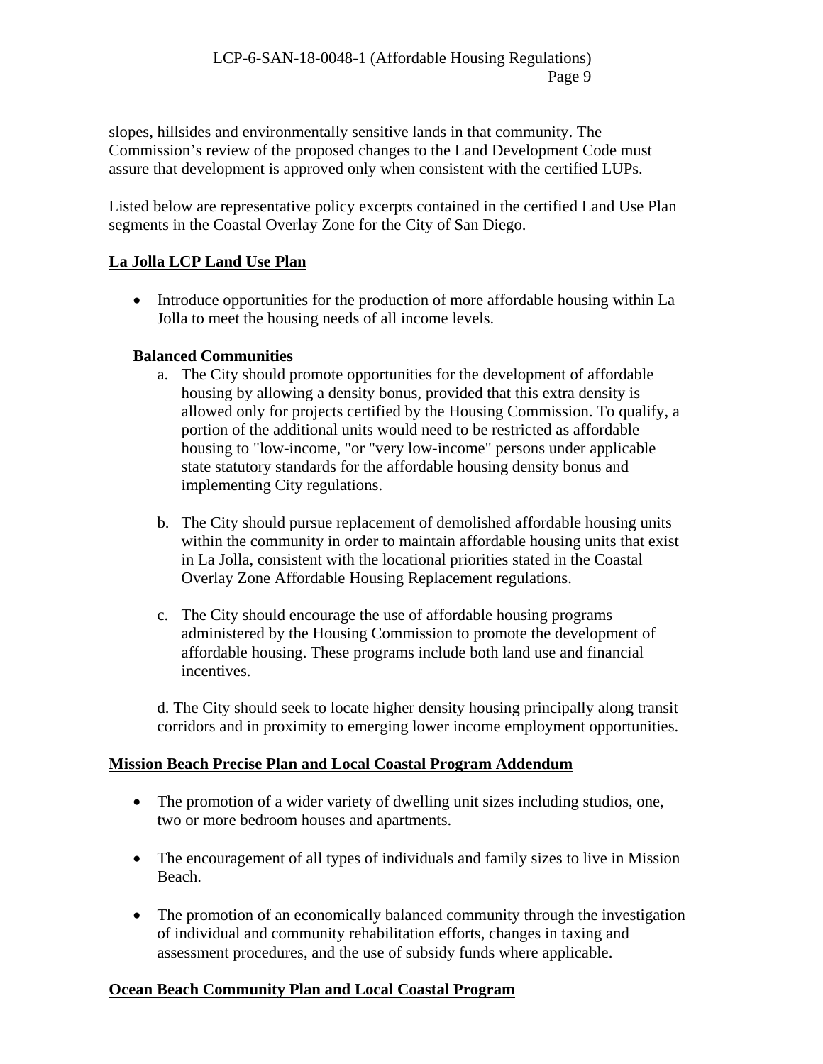slopes, hillsides and environmentally sensitive lands in that community. The Commission's review of the proposed changes to the Land Development Code must assure that development is approved only when consistent with the certified LUPs.

Listed below are representative policy excerpts contained in the certified Land Use Plan segments in the Coastal Overlay Zone for the City of San Diego.

**La Jolla LCP Land Use Plan**

- Introduce opportunities for the production of more affordable housing within La Jolla to meet the housing needs of all income levels.

**Balanced Communities**

a. The City should promote opportunities for the development of affordable housing by allowing a density bonus, provided that this extra density is allowed only for projects certified by the Housing Commission. To qualify, a portion of the additional units would need to be restricted as affordable housing to "low-income, "or "very low-income" persons under applicable state statutory standards for the affordable housing density bonus and implementing City regulations.

b. The City should pursue replacement of demolished affordable housing units within the community in order to maintain affordable housing units that exist in La Jolla, consistent with the locational priorities stated in the Coastal Overlay Zone Affordable Housing Replacement regulations.

c. The City should encourage the use of affordable housing programs administered by the Housing Commission to promote the development of affordable housing. These programs include both land use and financial incentives.

d. The City should seek to locate higher density housing principally along transit corridors and in proximity to emerging lower income employment opportunities.

**Mission Beach Precise Plan and Local Coastal Program Addendum**

- The promotion of a wider variety of dwelling unit sizes including studios, one, two or more bedroom houses and apartments.
- The encouragement of all types of individuals and family sizes to live in Mission Beach.
- The promotion of an economically balanced community through the investigation of individual and community rehabilitation efforts, changes in taxing and assessment procedures, and the use of subsidy funds where applicable.

**Ocean Beach Community Plan and Local Coastal Program**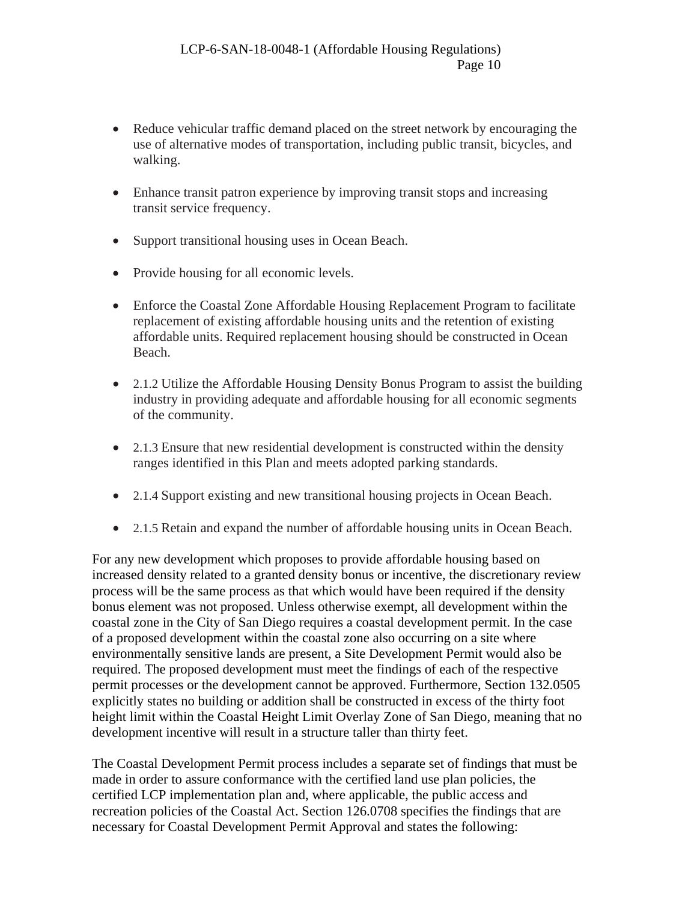- Reduce vehicular traffic demand placed on the street network by encouraging the use of alternative modes of transportation, including public transit, bicycles, and walking.

- Enhance transit patron experience by improving transit stops and increasing transit service frequency.

- Support transitional housing uses in Ocean Beach.

- Provide housing for all economic levels.

- Enforce the Coastal Zone Affordable Housing Replacement Program to facilitate replacement of existing affordable housing units and the retention of existing affordable units. Required replacement housing should be constructed in Ocean Beach.

- 2.1.2 Utilize the Affordable Housing Density Bonus Program to assist the building industry in providing adequate and affordable housing for all economic segments of the community.

- 2.1.3 Ensure that new residential development is constructed within the density ranges identified in this Plan and meets adopted parking standards.

- 2.1.4 Support existing and new transitional housing projects in Ocean Beach.

- 2.1.5 Retain and expand the number of affordable housing units in Ocean Beach.

For any new development which proposes to provide affordable housing based on increased density related to a granted density bonus or incentive, the discretionary review process will be the same process as that which would have been required if the density bonus element was not proposed. Unless otherwise exempt, all development within the coastal zone in the City of San Diego requires a coastal development permit. In the case of a proposed development within the coastal zone also occurring on a site where environmentally sensitive lands are present, a Site Development Permit would also be required. The proposed development must meet the findings of each of the respective permit processes or the development cannot be approved. Furthermore, Section 132.0505 explicitly states no building or addition shall be constructed in excess of the thirty foot height limit within the Coastal Height Limit Overlay Zone of San Diego, meaning that no development incentive will result in a structure taller than thirty feet.

The Coastal Development Permit process includes a separate set of findings that must be made in order to assure conformance with the certified land use plan policies, the certified LCP implementation plan and, where applicable, the public access and recreation policies of the Coastal Act. Section 126.0708 specifies the findings that are necessary for Coastal Development Permit Approval and states the following: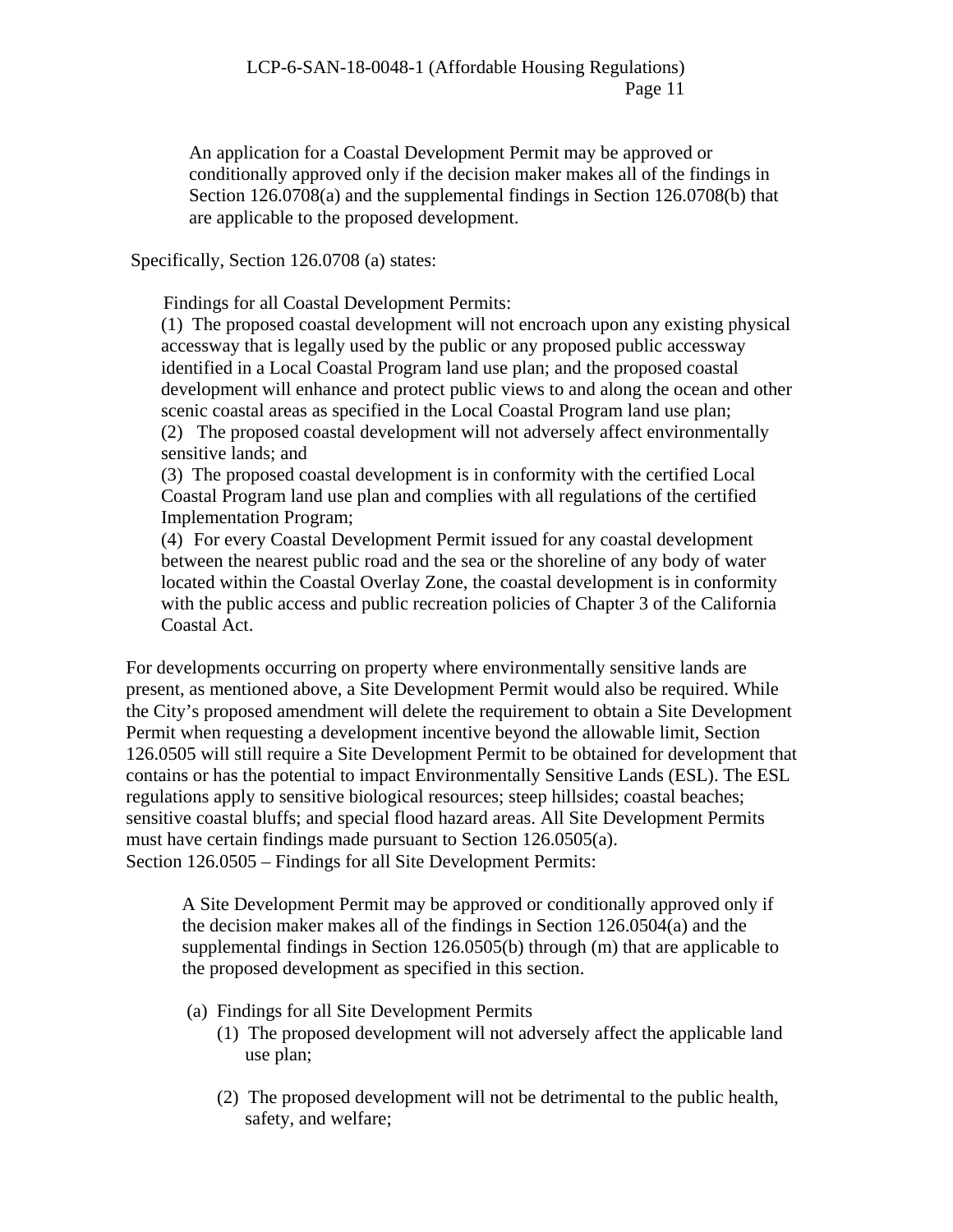> An application for a Coastal Development Permit may be approved or conditionally approved only if the decision maker makes all of the findings in Section 126.0708(a) and the supplemental findings in Section 126.0708(b) that are applicable to the proposed development.

Specifically, Section 126.0708 (a) states:

> Findings for all Coastal Development Permits:
>
> (1) The proposed coastal development will not encroach upon any existing physical accessway that is legally used by the public or any proposed public accessway identified in a Local Coastal Program land use plan; and the proposed coastal development will enhance and protect public views to and along the ocean and other scenic coastal areas as specified in the Local Coastal Program land use plan;
>
> (2) The proposed coastal development will not adversely affect environmentally sensitive lands; and
>
> (3) The proposed coastal development is in conformity with the certified Local Coastal Program land use plan and complies with all regulations of the certified Implementation Program;
>
> (4) For every Coastal Development Permit issued for any coastal development between the nearest public road and the sea or the shoreline of any body of water located within the Coastal Overlay Zone, the coastal development is in conformity with the public access and public recreation policies of Chapter 3 of the California Coastal Act.

For developments occurring on property where environmentally sensitive lands are present, as mentioned above, a Site Development Permit would also be required. While the City's proposed amendment will delete the requirement to obtain a Site Development Permit when requesting a development incentive beyond the allowable limit, Section 126.0505 will still require a Site Development Permit to be obtained for development that contains or has the potential to impact Environmentally Sensitive Lands (ESL). The ESL regulations apply to sensitive biological resources; steep hillsides; coastal beaches; sensitive coastal bluffs; and special flood hazard areas. All Site Development Permits must have certain findings made pursuant to Section 126.0505(a).
Section 126.0505 – Findings for all Site Development Permits:

> A Site Development Permit may be approved or conditionally approved only if the decision maker makes all of the findings in Section 126.0504(a) and the supplemental findings in Section 126.0505(b) through (m) that are applicable to the proposed development as specified in this section.
>
> (a) Findings for all Site Development Permits
>
> (1) The proposed development will not adversely affect the applicable land use plan;
>
> (2) The proposed development will not be detrimental to the public health, safety, and welfare;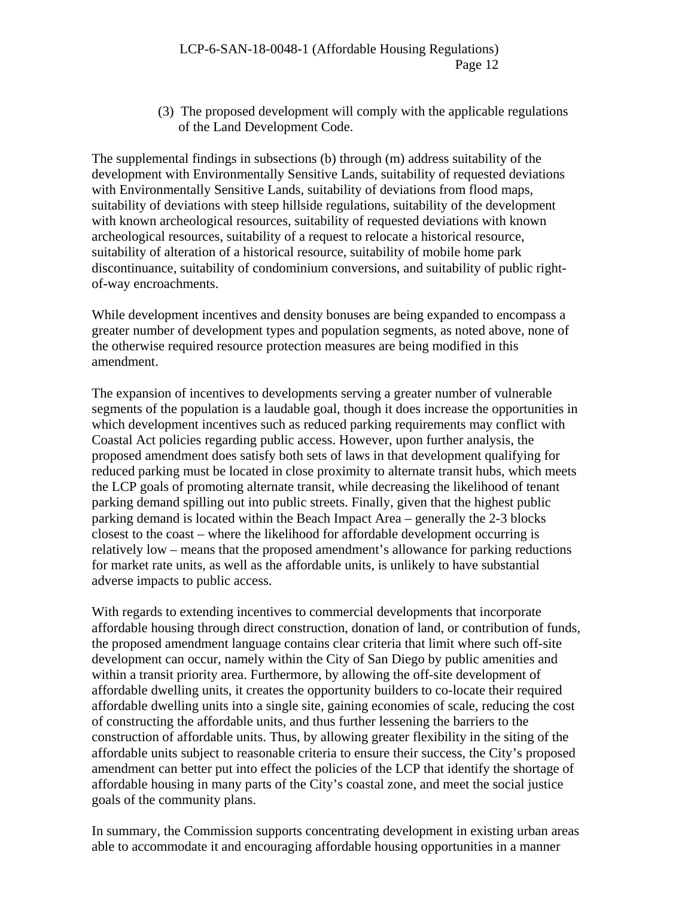(3) The proposed development will comply with the applicable regulations of the Land Development Code.

The supplemental findings in subsections (b) through (m) address suitability of the development with Environmentally Sensitive Lands, suitability of requested deviations with Environmentally Sensitive Lands, suitability of deviations from flood maps, suitability of deviations with steep hillside regulations, suitability of the development with known archeological resources, suitability of requested deviations with known archeological resources, suitability of a request to relocate a historical resource, suitability of alteration of a historical resource, suitability of mobile home park discontinuance, suitability of condominium conversions, and suitability of public right-of-way encroachments.

While development incentives and density bonuses are being expanded to encompass a greater number of development types and population segments, as noted above, none of the otherwise required resource protection measures are being modified in this amendment.

The expansion of incentives to developments serving a greater number of vulnerable segments of the population is a laudable goal, though it does increase the opportunities in which development incentives such as reduced parking requirements may conflict with Coastal Act policies regarding public access. However, upon further analysis, the proposed amendment does satisfy both sets of laws in that development qualifying for reduced parking must be located in close proximity to alternate transit hubs, which meets the LCP goals of promoting alternate transit, while decreasing the likelihood of tenant parking demand spilling out into public streets. Finally, given that the highest public parking demand is located within the Beach Impact Area – generally the 2-3 blocks closest to the coast – where the likelihood for affordable development occurring is relatively low – means that the proposed amendment's allowance for parking reductions for market rate units, as well as the affordable units, is unlikely to have substantial adverse impacts to public access.

With regards to extending incentives to commercial developments that incorporate affordable housing through direct construction, donation of land, or contribution of funds, the proposed amendment language contains clear criteria that limit where such off-site development can occur, namely within the City of San Diego by public amenities and within a transit priority area. Furthermore, by allowing the off-site development of affordable dwelling units, it creates the opportunity builders to co-locate their required affordable dwelling units into a single site, gaining economies of scale, reducing the cost of constructing the affordable units, and thus further lessening the barriers to the construction of affordable units. Thus, by allowing greater flexibility in the siting of the affordable units subject to reasonable criteria to ensure their success, the City's proposed amendment can better put into effect the policies of the LCP that identify the shortage of affordable housing in many parts of the City's coastal zone, and meet the social justice goals of the community plans.

In summary, the Commission supports concentrating development in existing urban areas able to accommodate it and encouraging affordable housing opportunities in a manner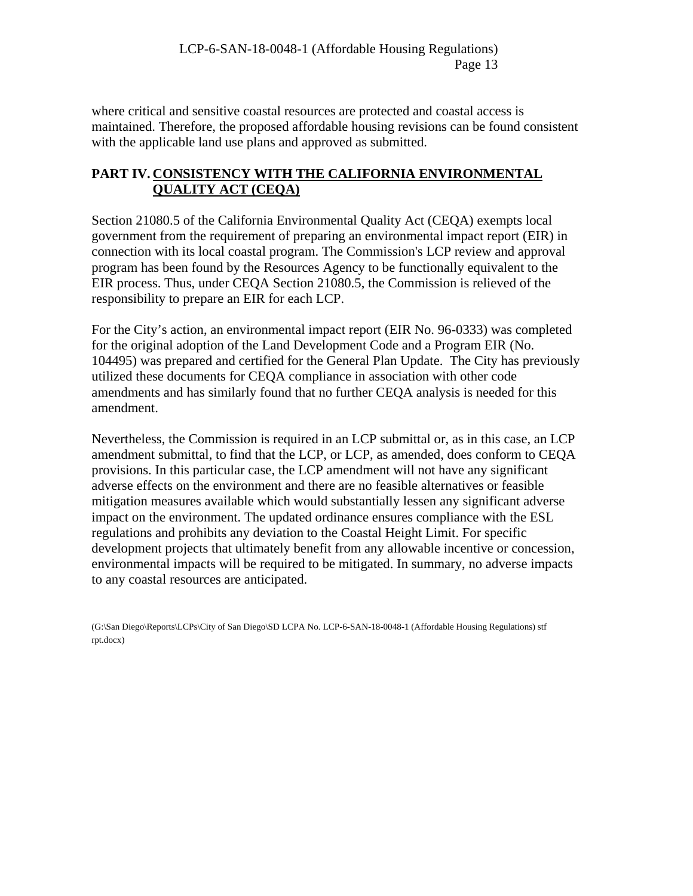where critical and sensitive coastal resources are protected and coastal access is maintained. Therefore, the proposed affordable housing revisions can be found consistent with the applicable land use plans and approved as submitted.

## PART IV. CONSISTENCY WITH THE CALIFORNIA ENVIRONMENTAL QUALITY ACT (CEQA)

Section 21080.5 of the California Environmental Quality Act (CEQA) exempts local government from the requirement of preparing an environmental impact report (EIR) in connection with its local coastal program. The Commission's LCP review and approval program has been found by the Resources Agency to be functionally equivalent to the EIR process. Thus, under CEQA Section 21080.5, the Commission is relieved of the responsibility to prepare an EIR for each LCP.

For the City's action, an environmental impact report (EIR No. 96-0333) was completed for the original adoption of the Land Development Code and a Program EIR (No. 104495) was prepared and certified for the General Plan Update. The City has previously utilized these documents for CEQA compliance in association with other code amendments and has similarly found that no further CEQA analysis is needed for this amendment.

Nevertheless, the Commission is required in an LCP submittal or, as in this case, an LCP amendment submittal, to find that the LCP, or LCP, as amended, does conform to CEQA provisions. In this particular case, the LCP amendment will not have any significant adverse effects on the environment and there are no feasible alternatives or feasible mitigation measures available which would substantially lessen any significant adverse impact on the environment. The updated ordinance ensures compliance with the ESL regulations and prohibits any deviation to the Coastal Height Limit. For specific development projects that ultimately benefit from any allowable incentive or concession, environmental impacts will be required to be mitigated. In summary, no adverse impacts to any coastal resources are anticipated.

(G:\San Diego\Reports\LCPs\City of San Diego\SD LCPA No. LCP-6-SAN-18-0048-1 (Affordable Housing Regulations) stf rpt.docx)